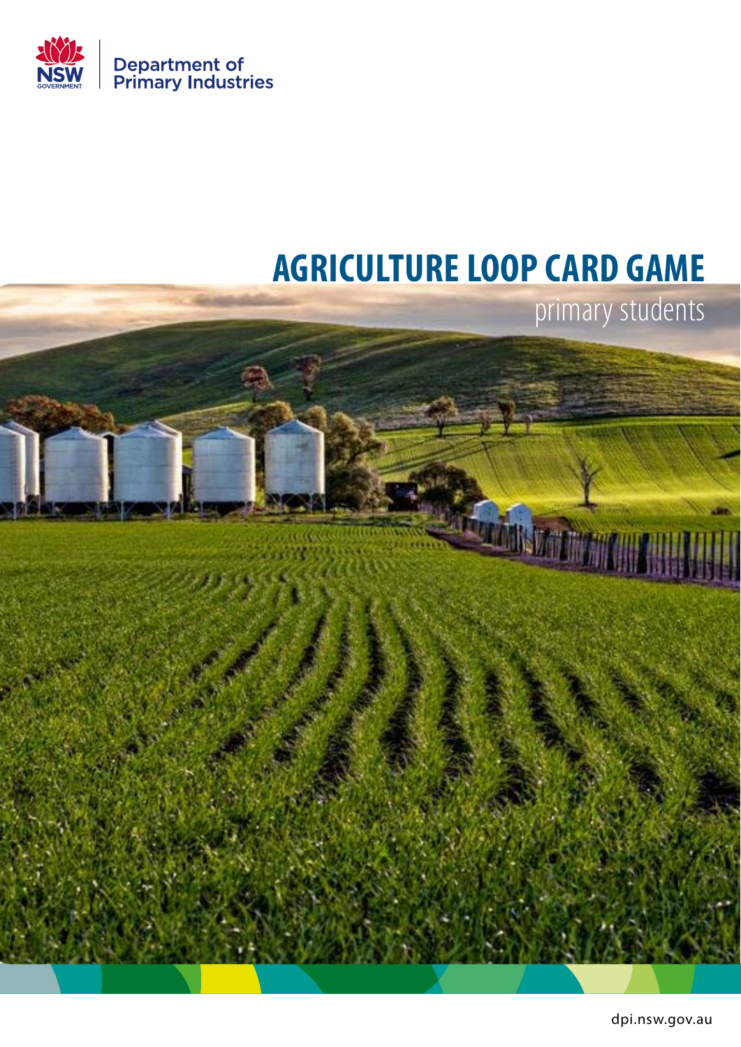Department of Primary Industries

# AGRICULTURE LOOP CARD GAME

primary students

dpi.nsw.gov.au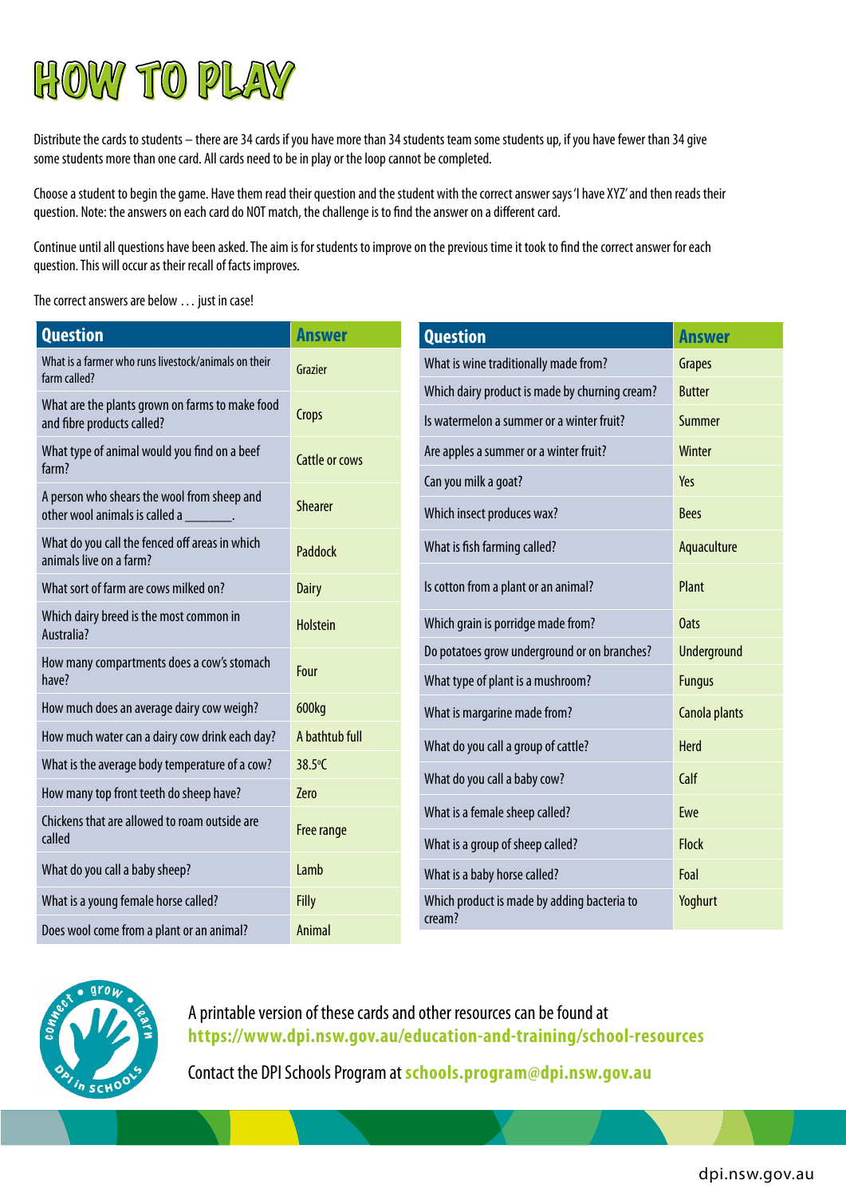# HOW TO PLAY

Distribute the cards to students – there are 34 cards if you have more than 34 students team some students up, if you have fewer than 34 give some students more than one card. All cards need to be in play or the loop cannot be completed.

Choose a student to begin the game. Have them read their question and the student with the correct answer says 'I have XYZ' and then reads their question. Note: the answers on each card do NOT match, the challenge is to find the answer on a different card.

Continue until all questions have been asked. The aim is for students to improve on the previous time it took to find the correct answer for each question. This will occur as their recall of facts improves.

The correct answers are below … just in case!

| Question | Answer |
|---|---|
| What is a farmer who runs livestock/animals on their farm called? | Grazier |
| What are the plants grown on farms to make food and fibre products called? | Crops |
| What type of animal would you find on a beef farm? | Cattle or cows |
| A person who shears the wool from sheep and other wool animals is called a _______. | Shearer |
| What do you call the fenced off areas in which animals live on a farm? | Paddock |
| What sort of farm are cows milked on? | Dairy |
| Which dairy breed is the most common in Australia? | Holstein |
| How many compartments does a cow's stomach have? | Four |
| How much does an average dairy cow weigh? | 600kg |
| How much water can a dairy cow drink each day? | A bathtub full |
| What is the average body temperature of a cow? | 38.5°C |
| How many top front teeth do sheep have? | Zero |
| Chickens that are allowed to roam outside are called | Free range |
| What do you call a baby sheep? | Lamb |
| What is a young female horse called? | Filly |
| Does wool come from a plant or an animal? | Animal |

| Question | Answer |
|---|---|
| What is wine traditionally made from? | Grapes |
| Which dairy product is made by churning cream? | Butter |
| Is watermelon a summer or a winter fruit? | Summer |
| Are apples a summer or a winter fruit? | Winter |
| Can you milk a goat? | Yes |
| Which insect produces wax? | Bees |
| What is fish farming called? | Aquaculture |
| Is cotton from a plant or an animal? | Plant |
| Which grain is porridge made from? | Oats |
| Do potatoes grow underground or on branches? | Underground |
| What type of plant is a mushroom? | Fungus |
| What is margarine made from? | Canola plants |
| What do you call a group of cattle? | Herd |
| What do you call a baby cow? | Calf |
| What is a female sheep called? | Ewe |
| What is a group of sheep called? | Flock |
| What is a baby horse called? | Foal |
| Which product is made by adding bacteria to cream? | Yoghurt |

A printable version of these cards and other resources can be found at **https://www.dpi.nsw.gov.au/education-and-training/school-resources**

Contact the DPI Schools Program at **schools.program@dpi.nsw.gov.au**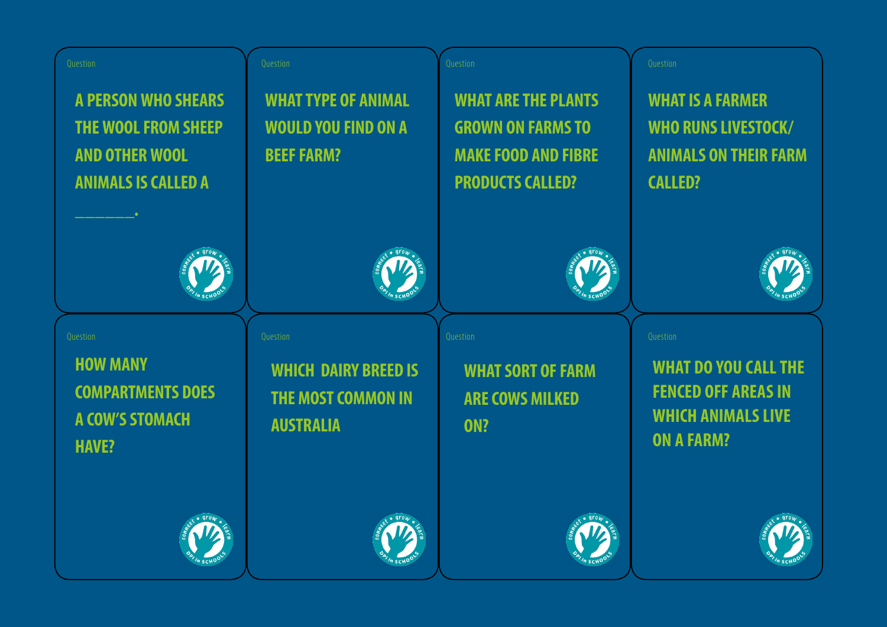Question

A PERSON WHO SHEARS THE WOOL FROM SHEEP AND OTHER WOOL ANIMALS IS CALLED A _______.

Question

WHAT TYPE OF ANIMAL WOULD YOU FIND ON A BEEF FARM?

Question

WHAT ARE THE PLANTS GROWN ON FARMS TO MAKE FOOD AND FIBRE PRODUCTS CALLED?

Question

WHAT IS A FARMER WHO RUNS LIVESTOCK/ ANIMALS ON THEIR FARM CALLED?

Question

HOW MANY COMPARTMENTS DOES A COW'S STOMACH HAVE?

Question

WHICH DAIRY BREED IS THE MOST COMMON IN AUSTRALIA

Question

WHAT SORT OF FARM ARE COWS MILKED ON?

Question

WHAT DO YOU CALL THE FENCED OFF AREAS IN WHICH ANIMALS LIVE ON A FARM?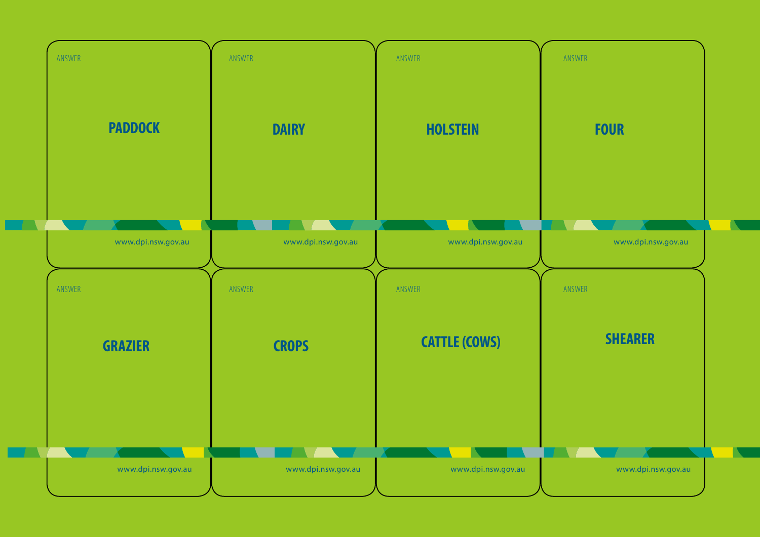ANSWER

**PADDOCK**

www.dpi.nsw.gov.au

ANSWER

**DAIRY**

www.dpi.nsw.gov.au

ANSWER

**HOLSTEIN**

www.dpi.nsw.gov.au

ANSWER

**FOUR**

www.dpi.nsw.gov.au

ANSWER

**GRAZIER**

www.dpi.nsw.gov.au

ANSWER

**CROPS**

www.dpi.nsw.gov.au

ANSWER

**CATTLE (COWS)**

www.dpi.nsw.gov.au

ANSWER

**SHEARER**

www.dpi.nsw.gov.au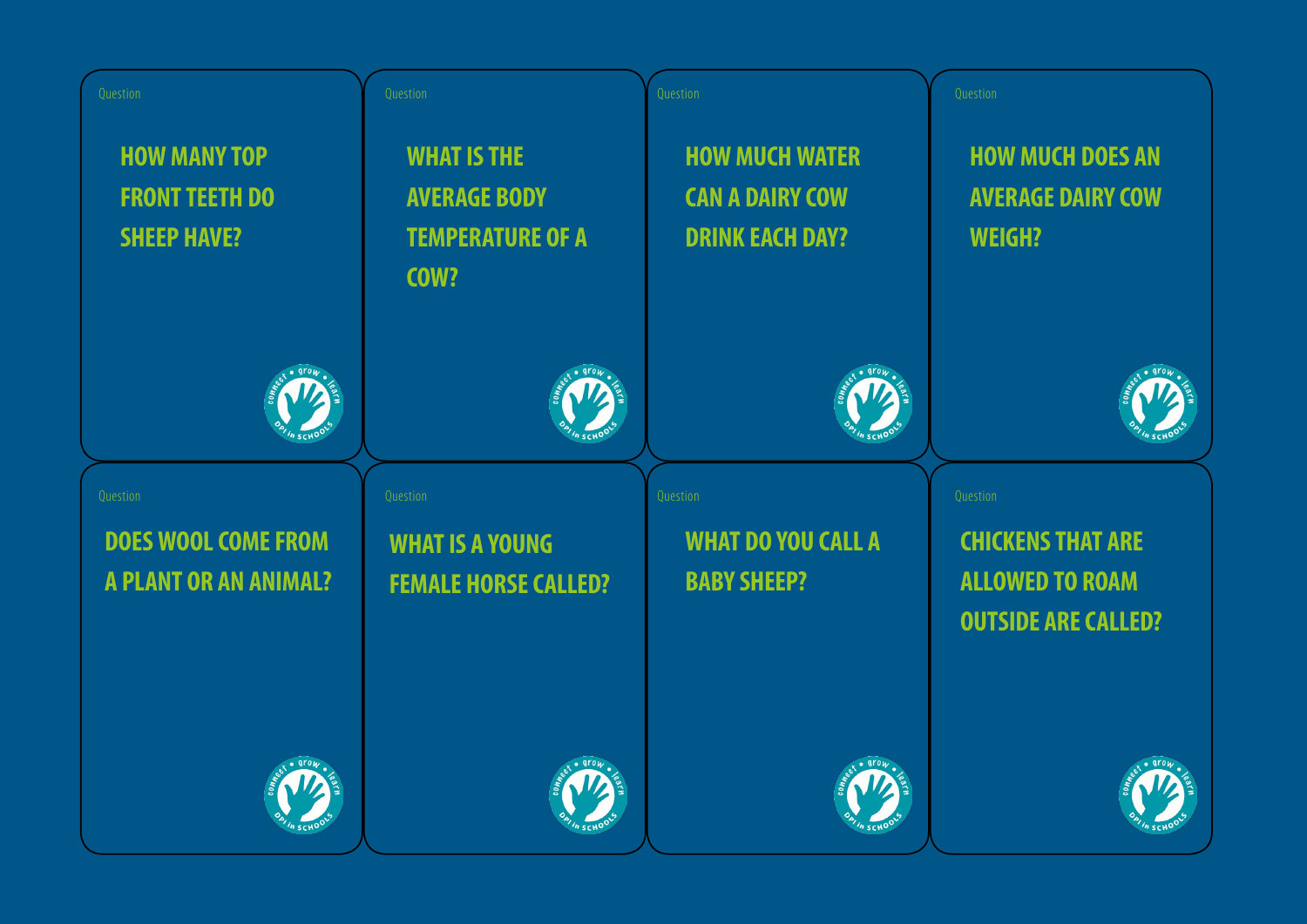Question

**HOW MANY TOP FRONT TEETH DO SHEEP HAVE?**

Question

**WHAT IS THE AVERAGE BODY TEMPERATURE OF A COW?**

Question

**HOW MUCH WATER CAN A DAIRY COW DRINK EACH DAY?**

Question

**HOW MUCH DOES AN AVERAGE DAIRY COW WEIGH?**

Question

**DOES WOOL COME FROM A PLANT OR AN ANIMAL?**

Question

**WHAT IS A YOUNG FEMALE HORSE CALLED?**

Question

**WHAT DO YOU CALL A BABY SHEEP?**

Question

**CHICKENS THAT ARE ALLOWED TO ROAM OUTSIDE ARE CALLED?**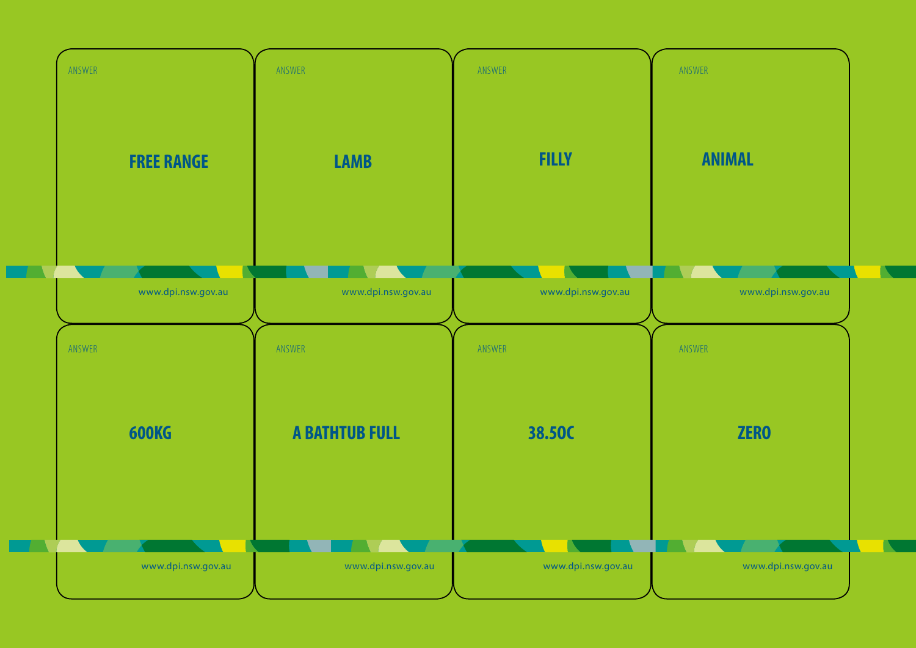ANSWER

**FREE RANGE**

www.dpi.nsw.gov.au

ANSWER

**LAMB**

www.dpi.nsw.gov.au

ANSWER

**FILLY**

www.dpi.nsw.gov.au

ANSWER

**ANIMAL**

www.dpi.nsw.gov.au

ANSWER

**600KG**

www.dpi.nsw.gov.au

ANSWER

**A BATHTUB FULL**

www.dpi.nsw.gov.au

ANSWER

**38.5OC**

www.dpi.nsw.gov.au

ANSWER

**ZERO**

www.dpi.nsw.gov.au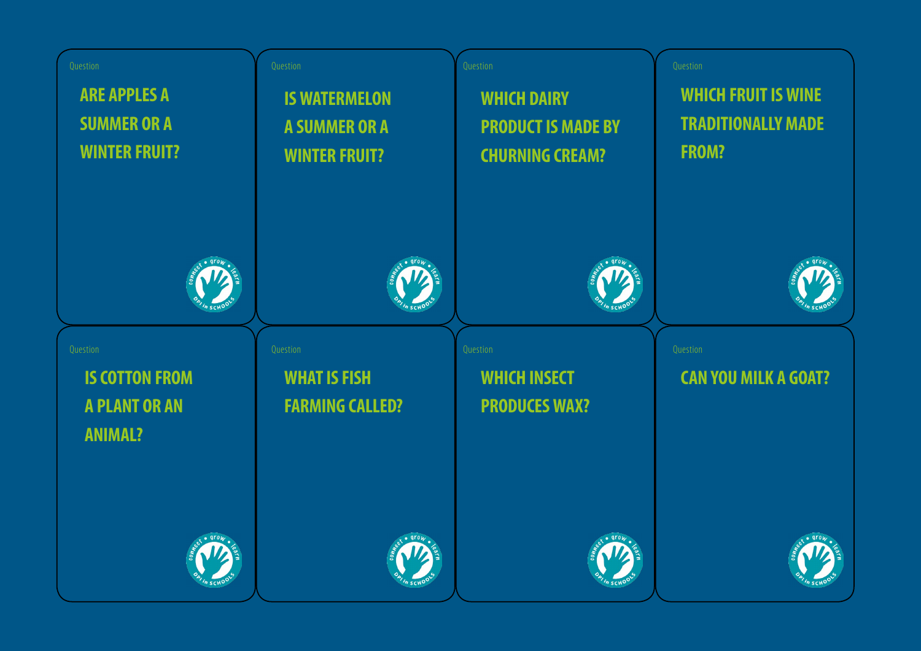Question

**ARE APPLES A SUMMER OR A WINTER FRUIT?**

Question

**IS WATERMELON A SUMMER OR A WINTER FRUIT?**

Question

**WHICH DAIRY PRODUCT IS MADE BY CHURNING CREAM?**

Question

**WHICH FRUIT IS WINE TRADITIONALLY MADE FROM?**

Question

**IS COTTON FROM A PLANT OR AN ANIMAL?**

Question

**WHAT IS FISH FARMING CALLED?**

Question

**WHICH INSECT PRODUCES WAX?**

Question

**CAN YOU MILK A GOAT?**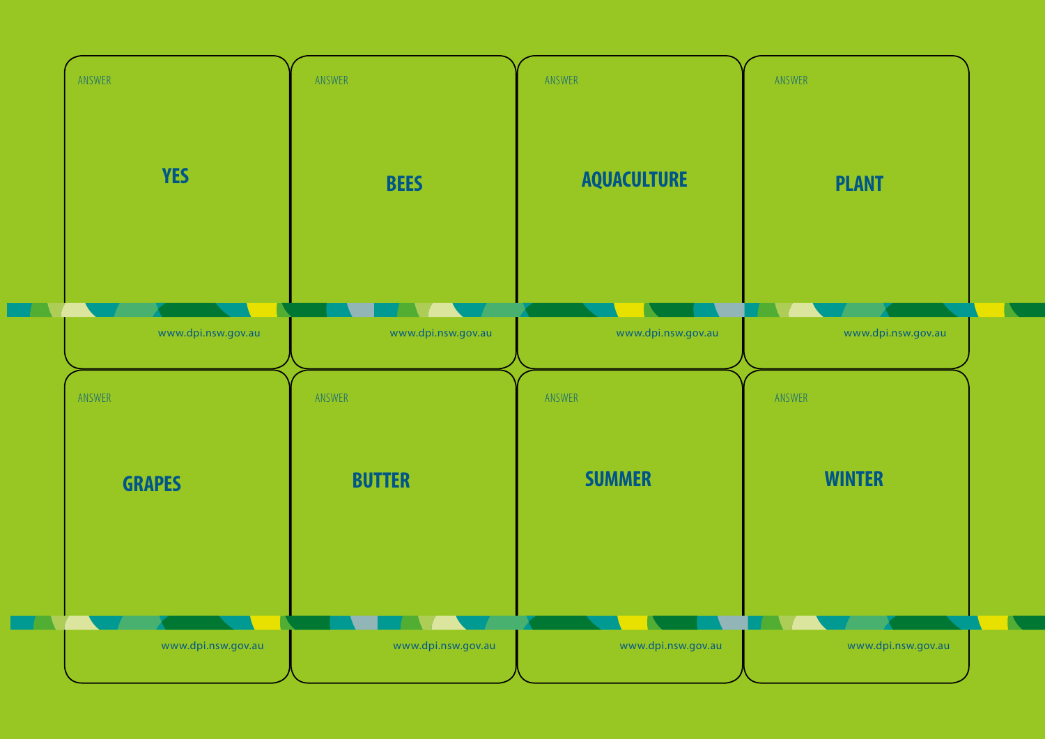ANSWER

**YES**

www.dpi.nsw.gov.au

ANSWER

**BEES**

www.dpi.nsw.gov.au

ANSWER

**AQUACULTURE**

www.dpi.nsw.gov.au

ANSWER

**PLANT**

www.dpi.nsw.gov.au

ANSWER

**GRAPES**

www.dpi.nsw.gov.au

ANSWER

**BUTTER**

www.dpi.nsw.gov.au

ANSWER

**SUMMER**

www.dpi.nsw.gov.au

ANSWER

**WINTER**

www.dpi.nsw.gov.au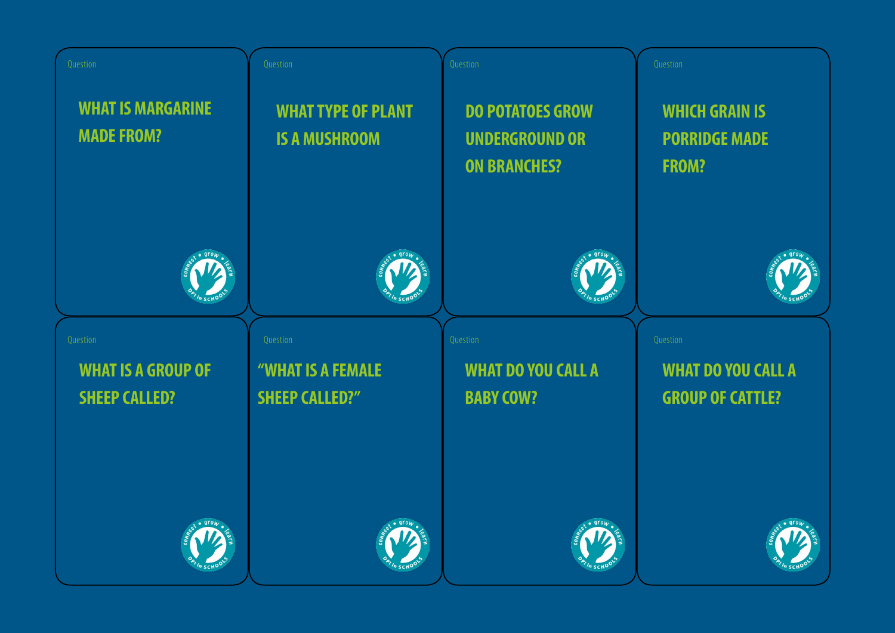Question

**WHAT IS MARGARINE MADE FROM?**

Question

**WHAT TYPE OF PLANT IS A MUSHROOM**

Question

**DO POTATOES GROW UNDERGROUND OR ON BRANCHES?**

Question

**WHICH GRAIN IS PORRIDGE MADE FROM?**

Question

**WHAT IS A GROUP OF SHEEP CALLED?**

Question

**"WHAT IS A FEMALE SHEEP CALLED?"**

Question

**WHAT DO YOU CALL A BABY COW?**

Question

**WHAT DO YOU CALL A GROUP OF CATTLE?**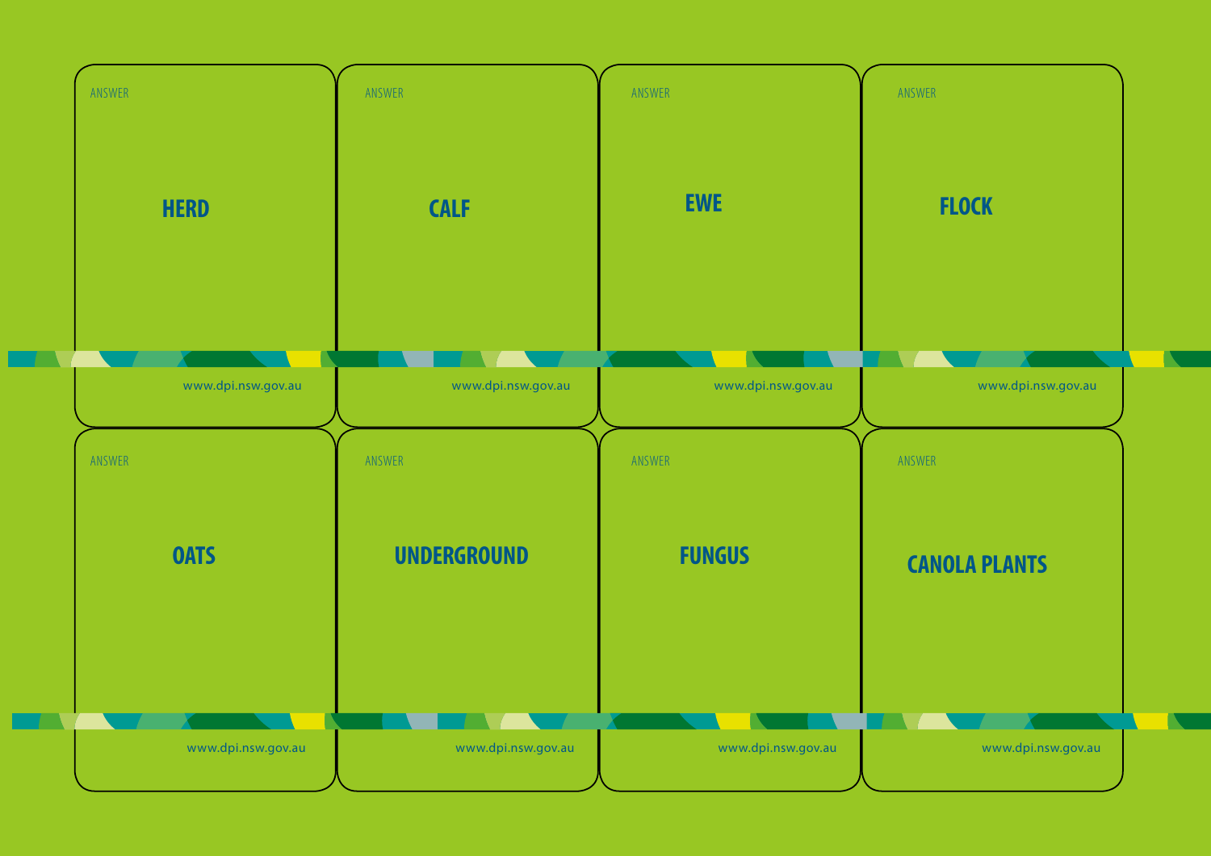ANSWER

**HERD**

www.dpi.nsw.gov.au

ANSWER

**CALF**

www.dpi.nsw.gov.au

ANSWER

**EWE**

www.dpi.nsw.gov.au

ANSWER

**FLOCK**

www.dpi.nsw.gov.au

ANSWER

**OATS**

www.dpi.nsw.gov.au

ANSWER

**UNDERGROUND**

www.dpi.nsw.gov.au

ANSWER

**FUNGUS**

www.dpi.nsw.gov.au

ANSWER

**CANOLA PLANTS**

www.dpi.nsw.gov.au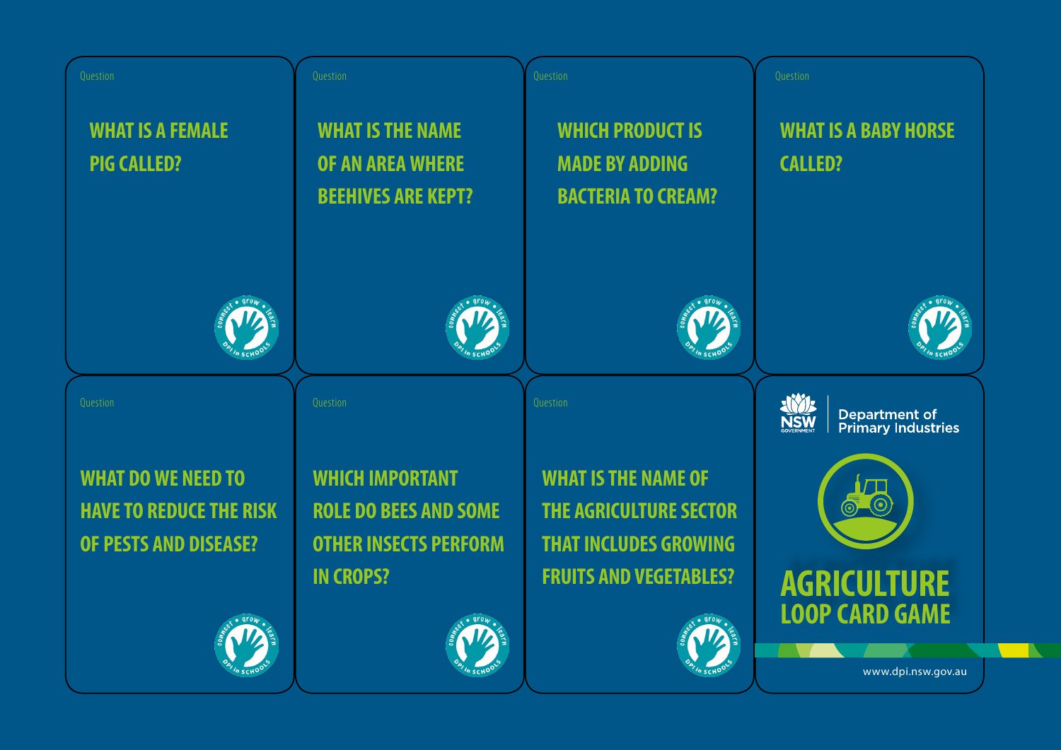Question

**WHAT IS A FEMALE PIG CALLED?**

Question

**WHAT IS THE NAME OF AN AREA WHERE BEEHIVES ARE KEPT?**

Question

**WHICH PRODUCT IS MADE BY ADDING BACTERIA TO CREAM?**

Question

**WHAT IS A BABY HORSE CALLED?**

Question

**WHAT DO WE NEED TO HAVE TO REDUCE THE RISK OF PESTS AND DISEASE?**

Question

**WHICH IMPORTANT ROLE DO BEES AND SOME OTHER INSECTS PERFORM IN CROPS?**

Question

**WHAT IS THE NAME OF THE AGRICULTURE SECTOR THAT INCLUDES GROWING FRUITS AND VEGETABLES?**

NSW GOVERNMENT | Department of Primary Industries

# AGRICULTURE LOOP CARD GAME

www.dpi.nsw.gov.au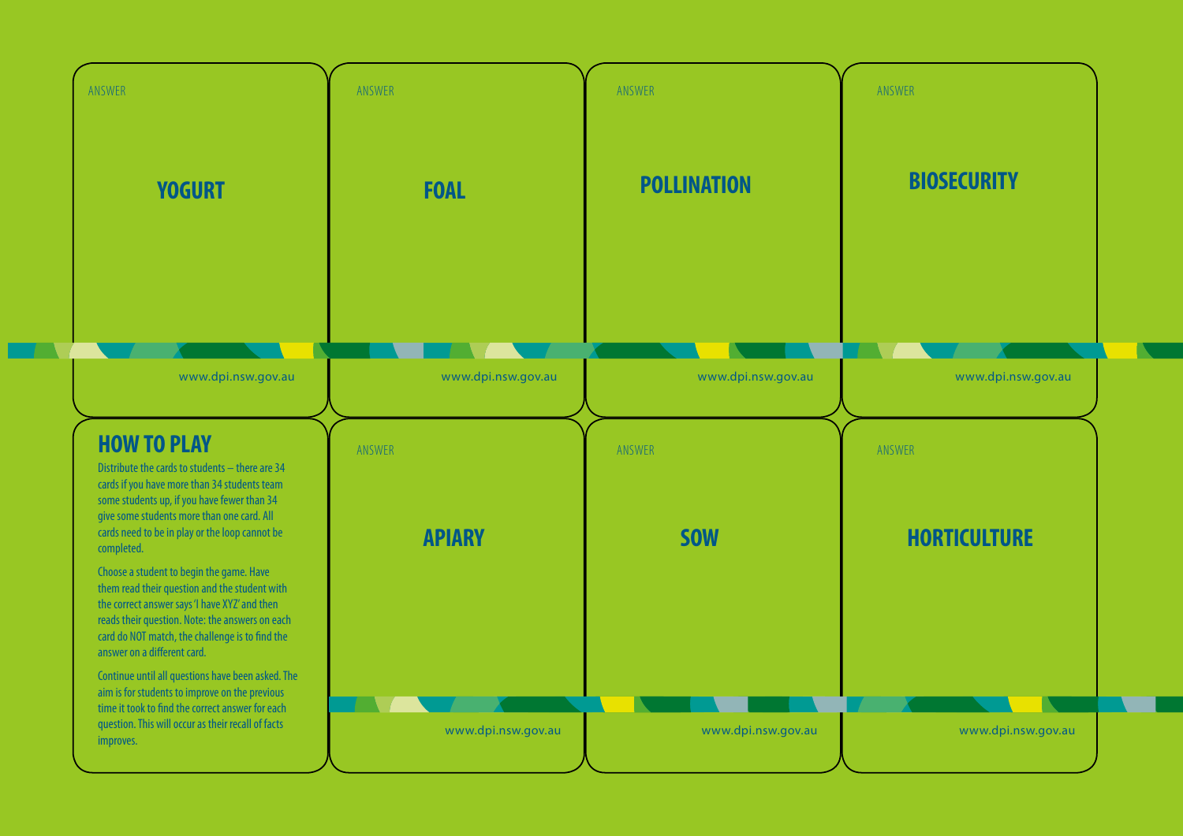ANSWER

**YOGURT**

www.dpi.nsw.gov.au

ANSWER

**FOAL**

www.dpi.nsw.gov.au

ANSWER

**POLLINATION**

www.dpi.nsw.gov.au

ANSWER

**BIOSECURITY**

www.dpi.nsw.gov.au

## HOW TO PLAY

Distribute the cards to students – there are 34 cards if you have more than 34 students team some students up, if you have fewer than 34 give some students more than one card. All cards need to be in play or the loop cannot be completed.

Choose a student to begin the game. Have them read their question and the student with the correct answer says 'I have XYZ' and then reads their question. Note: the answers on each card do NOT match, the challenge is to find the answer on a different card.

Continue until all questions have been asked. The aim is for students to improve on the previous time it took to find the correct answer for each question. This will occur as their recall of facts improves.

ANSWER

**APIARY**

www.dpi.nsw.gov.au

ANSWER

**SOW**

www.dpi.nsw.gov.au

ANSWER

**HORTICULTURE**

www.dpi.nsw.gov.au